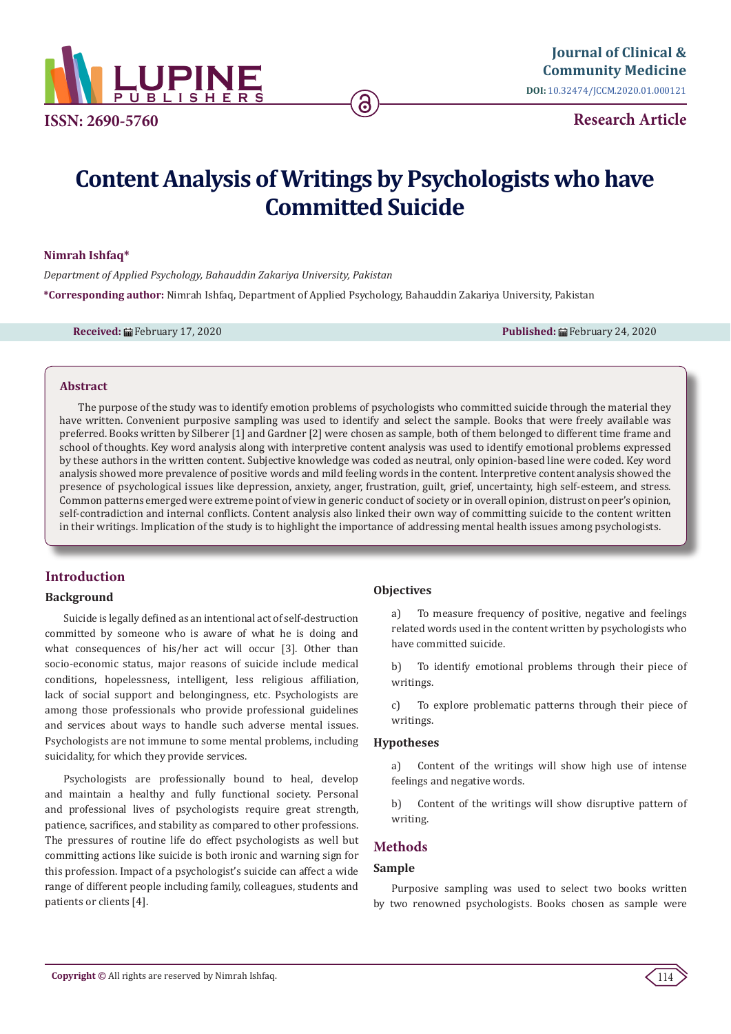ISSN: 2690-5760

Journal of Clinical & Community Medicine

DOI: 10.32474/JCCM.2020.01.000121

Research Article

# Content Analysis of Writings by Psychologists who have Committed Suicide

**Nimrah Ishfaq***

*Department of Applied Psychology, Bahauddin Zakariya University, Pakistan*

**\*Corresponding author:** Nimrah Ishfaq, Department of Applied Psychology, Bahauddin Zakariya University, Pakistan

**Received:** February 17, 2020 **Published:** February 24, 2020

## Abstract

The purpose of the study was to identify emotion problems of psychologists who committed suicide through the material they have written. Convenient purposive sampling was used to identify and select the sample. Books that were freely available was preferred. Books written by Silberer [1] and Gardner [2] were chosen as sample, both of them belonged to different time frame and school of thoughts. Key word analysis along with interpretive content analysis was used to identify emotional problems expressed by these authors in the written content. Subjective knowledge was coded as neutral, only opinion-based line were coded. Key word analysis showed more prevalence of positive words and mild feeling words in the content. Interpretive content analysis showed the presence of psychological issues like depression, anxiety, anger, frustration, guilt, grief, uncertainty, high self-esteem, and stress. Common patterns emerged were extreme point of view in generic conduct of society or in overall opinion, distrust on peer's opinion, self-contradiction and internal conflicts. Content analysis also linked their own way of committing suicide to the content written in their writings. Implication of the study is to highlight the importance of addressing mental health issues among psychologists.

## Introduction

### Background

Suicide is legally defined as an intentional act of self-destruction committed by someone who is aware of what he is doing and what consequences of his/her act will occur [3]. Other than socio-economic status, major reasons of suicide include medical conditions, hopelessness, intelligent, less religious affiliation, lack of social support and belongingness, etc. Psychologists are among those professionals who provide professional guidelines and services about ways to handle such adverse mental issues. Psychologists are not immune to some mental problems, including suicidality, for which they provide services.

Psychologists are professionally bound to heal, develop and maintain a healthy and fully functional society. Personal and professional lives of psychologists require great strength, patience, sacrifices, and stability as compared to other professions. The pressures of routine life do effect psychologists as well but committing actions like suicide is both ironic and warning sign for this profession. Impact of a psychologist's suicide can affect a wide range of different people including family, colleagues, students and patients or clients [4].

### Objectives

a) To measure frequency of positive, negative and feelings related words used in the content written by psychologists who have committed suicide.

b) To identify emotional problems through their piece of writings.

c) To explore problematic patterns through their piece of writings.

### Hypotheses

a) Content of the writings will show high use of intense feelings and negative words.

b) Content of the writings will show disruptive pattern of writing.

## Methods

### Sample

Purposive sampling was used to select two books written by two renowned psychologists. Books chosen as sample were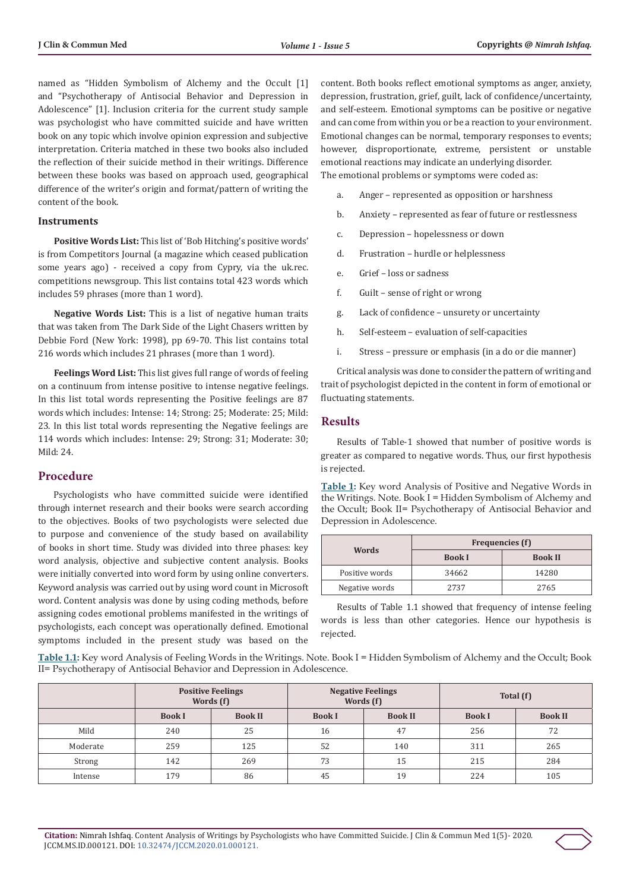named as "Hidden Symbolism of Alchemy and the Occult [1] and "Psychotherapy of Antisocial Behavior and Depression in Adolescence" [1]. Inclusion criteria for the current study sample was psychologist who have committed suicide and have written book on any topic which involve opinion expression and subjective interpretation. Criteria matched in these two books also included the reflection of their suicide method in their writings. Difference between these books was based on approach used, geographical difference of the writer's origin and format/pattern of writing the content of the book.

### Instruments

**Positive Words List:** This list of 'Bob Hitching's positive words' is from Competitors Journal (a magazine which ceased publication some years ago) - received a copy from Cypry, via the uk.rec. competitions newsgroup. This list contains total 423 words which includes 59 phrases (more than 1 word).

**Negative Words List:** This is a list of negative human traits that was taken from The Dark Side of the Light Chasers written by Debbie Ford (New York: 1998), pp 69-70. This list contains total 216 words which includes 21 phrases (more than 1 word).

**Feelings Word List:** This list gives full range of words of feeling on a continuum from intense positive to intense negative feelings. In this list total words representing the Positive feelings are 87 words which includes: Intense: 14; Strong: 25; Moderate: 25; Mild: 23. In this list total words representing the Negative feelings are 114 words which includes: Intense: 29; Strong: 31; Moderate: 30; Mild: 24.

## Procedure

Psychologists who have committed suicide were identified through internet research and their books were search according to the objectives. Books of two psychologists were selected due to purpose and convenience of the study based on availability of books in short time. Study was divided into three phases: key word analysis, objective and subjective content analysis. Books were initially converted into word form by using online converters. Keyword analysis was carried out by using word count in Microsoft word. Content analysis was done by using coding methods, before assigning codes emotional problems manifested in the writings of psychologists, each concept was operationally defined. Emotional symptoms included in the present study was based on the content. Both books reflect emotional symptoms as anger, anxiety, depression, frustration, grief, guilt, lack of confidence/uncertainty, and self-esteem. Emotional symptoms can be positive or negative and can come from within you or be a reaction to your environment. Emotional changes can be normal, temporary responses to events; however, disproportionate, extreme, persistent or unstable emotional reactions may indicate an underlying disorder.

The emotional problems or symptoms were coded as:

a. Anger – represented as opposition or harshness

b. Anxiety – represented as fear of future or restlessness

c. Depression – hopelessness or down

d. Frustration – hurdle or helplessness

e. Grief – loss or sadness

f. Guilt – sense of right or wrong

g. Lack of confidence – unsurety or uncertainty

h. Self-esteem – evaluation of self-capacities

i. Stress – pressure or emphasis (in a do or die manner)

Critical analysis was done to consider the pattern of writing and trait of psychologist depicted in the content in form of emotional or fluctuating statements.

## Results

Results of Table-1 showed that number of positive words is greater as compared to negative words. Thus, our first hypothesis is rejected.

**Table 1:** Key word Analysis of Positive and Negative Words in the Writings. Note. Book I = Hidden Symbolism of Alchemy and the Occult; Book II= Psychotherapy of Antisocial Behavior and Depression in Adolescence.

| Words | Frequencies (f) | |
|---|---|---|
| | Book I | Book II |
| Positive words | 34662 | 14280 |
| Negative words | 2737 | 2765 |

Results of Table 1.1 showed that frequency of intense feeling words is less than other categories. Hence our hypothesis is rejected.

**Table 1.1:** Key word Analysis of Feeling Words in the Writings. Note. Book I = Hidden Symbolism of Alchemy and the Occult; Book II= Psychotherapy of Antisocial Behavior and Depression in Adolescence.

| | Positive Feelings Words (f) | | Negative Feelings Words (f) | | Total (f) | |
|---|---|---|---|---|---|---|
| | Book I | Book II | Book I | Book II | Book I | Book II |
| Mild | 240 | 25 | 16 | 47 | 256 | 72 |
| Moderate | 259 | 125 | 52 | 140 | 311 | 265 |
| Strong | 142 | 269 | 73 | 15 | 215 | 284 |
| Intense | 179 | 86 | 45 | 19 | 224 | 105 |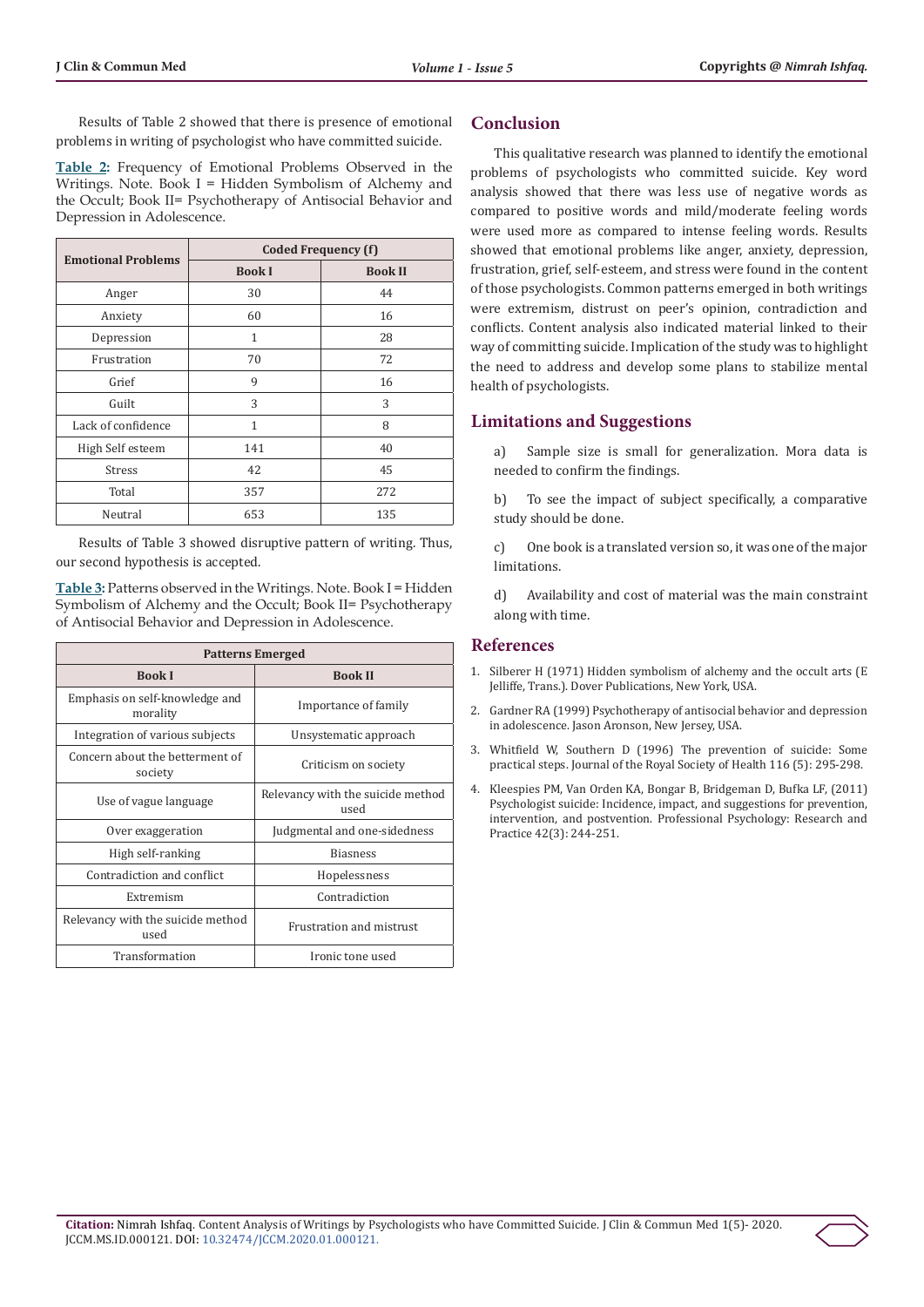Results of Table 2 showed that there is presence of emotional problems in writing of psychologist who have committed suicide.

**Table 2:** Frequency of Emotional Problems Observed in the Writings. Note. Book I = Hidden Symbolism of Alchemy and the Occult; Book II= Psychotherapy of Antisocial Behavior and Depression in Adolescence.

| Emotional Problems | Coded Frequency (f) | |
|---|---|---|
| | Book I | Book II |
| Anger | 30 | 44 |
| Anxiety | 60 | 16 |
| Depression | 1 | 28 |
| Frustration | 70 | 72 |
| Grief | 9 | 16 |
| Guilt | 3 | 3 |
| Lack of confidence | 1 | 8 |
| High Self esteem | 141 | 40 |
| Stress | 42 | 45 |
| Total | 357 | 272 |
| Neutral | 653 | 135 |

Results of Table 3 showed disruptive pattern of writing. Thus, our second hypothesis is accepted.

**Table 3:** Patterns observed in the Writings. Note. Book I = Hidden Symbolism of Alchemy and the Occult; Book II= Psychotherapy of Antisocial Behavior and Depression in Adolescence.

| Patterns Emerged | |
|---|---|
| Book I | Book II |
| Emphasis on self-knowledge and morality | Importance of family |
| Integration of various subjects | Unsystematic approach |
| Concern about the betterment of society | Criticism on society |
| Use of vague language | Relevancy with the suicide method used |
| Over exaggeration | Judgmental and one-sidedness |
| High self-ranking | Biasness |
| Contradiction and conflict | Hopelessness |
| Extremism | Contradiction |
| Relevancy with the suicide method used | Frustration and mistrust |
| Transformation | Ironic tone used |

## Conclusion

This qualitative research was planned to identify the emotional problems of psychologists who committed suicide. Key word analysis showed that there was less use of negative words as compared to positive words and mild/moderate feeling words were used more as compared to intense feeling words. Results showed that emotional problems like anger, anxiety, depression, frustration, grief, self-esteem, and stress were found in the content of those psychologists. Common patterns emerged in both writings were extremism, distrust on peer's opinion, contradiction and conflicts. Content analysis also indicated material linked to their way of committing suicide. Implication of the study was to highlight the need to address and develop some plans to stabilize mental health of psychologists.

## Limitations and Suggestions

a) Sample size is small for generalization. Mora data is needed to confirm the findings.

b) To see the impact of subject specifically, a comparative study should be done.

c) One book is a translated version so, it was one of the major limitations.

d) Availability and cost of material was the main constraint along with time.

## References

1. Silberer H (1971) Hidden symbolism of alchemy and the occult arts (E Jelliffe, Trans.). Dover Publications, New York, USA.
2. Gardner RA (1999) Psychotherapy of antisocial behavior and depression in adolescence. Jason Aronson, New Jersey, USA.
3. Whitfield W, Southern D (1996) The prevention of suicide: Some practical steps. Journal of the Royal Society of Health 116 (5): 295-298.
4. Kleespies PM, Van Orden KA, Bongar B, Bridgeman D, Bufka LF, (2011) Psychologist suicide: Incidence, impact, and suggestions for prevention, intervention, and postvention. Professional Psychology: Research and Practice 42(3): 244-251.

**Citation:** Nimrah Ishfaq. Content Analysis of Writings by Psychologists who have Committed Suicide. J Clin & Commun Med 1(5)- 2020. JCCM.MS.ID.000121. DOI: 10.32474/JCCM.2020.01.000121.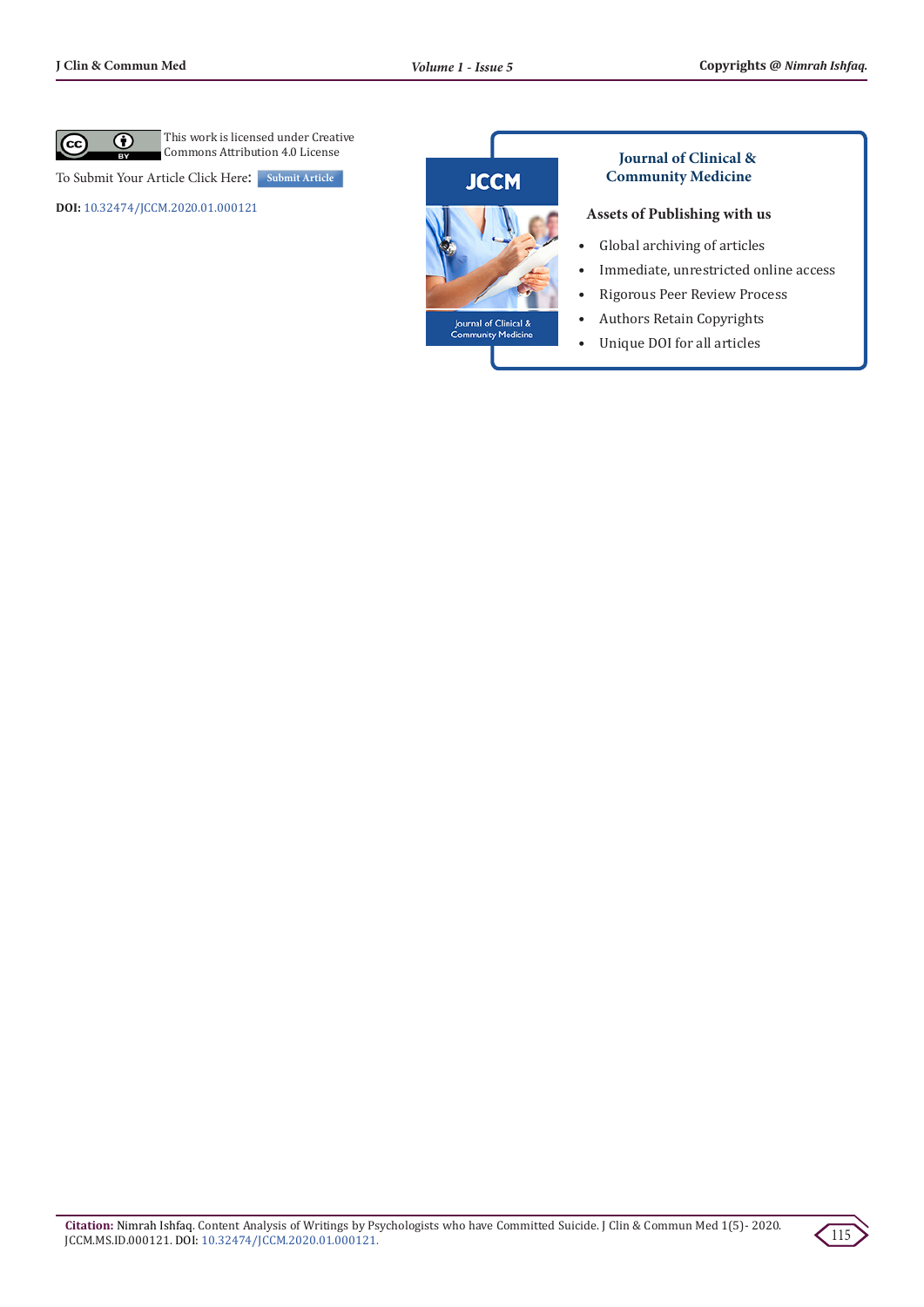This work is licensed under Creative Commons Attribution 4.0 License

To Submit Your Article Click Here: Submit Article

**DOI:** 10.32474/JCCM.2020.01.000121

**Journal of Clinical & Community Medicine**

**Assets of Publishing with us**

- Global archiving of articles
- Immediate, unrestricted online access
- Rigorous Peer Review Process
- Authors Retain Copyrights
- Unique DOI for all articles

**Citation:** Nimrah Ishfaq. Content Analysis of Writings by Psychologists who have Committed Suicide. J Clin & Commun Med 1(5)- 2020. JCCM.MS.ID.000121. DOI: 10.32474/JCCM.2020.01.000121.